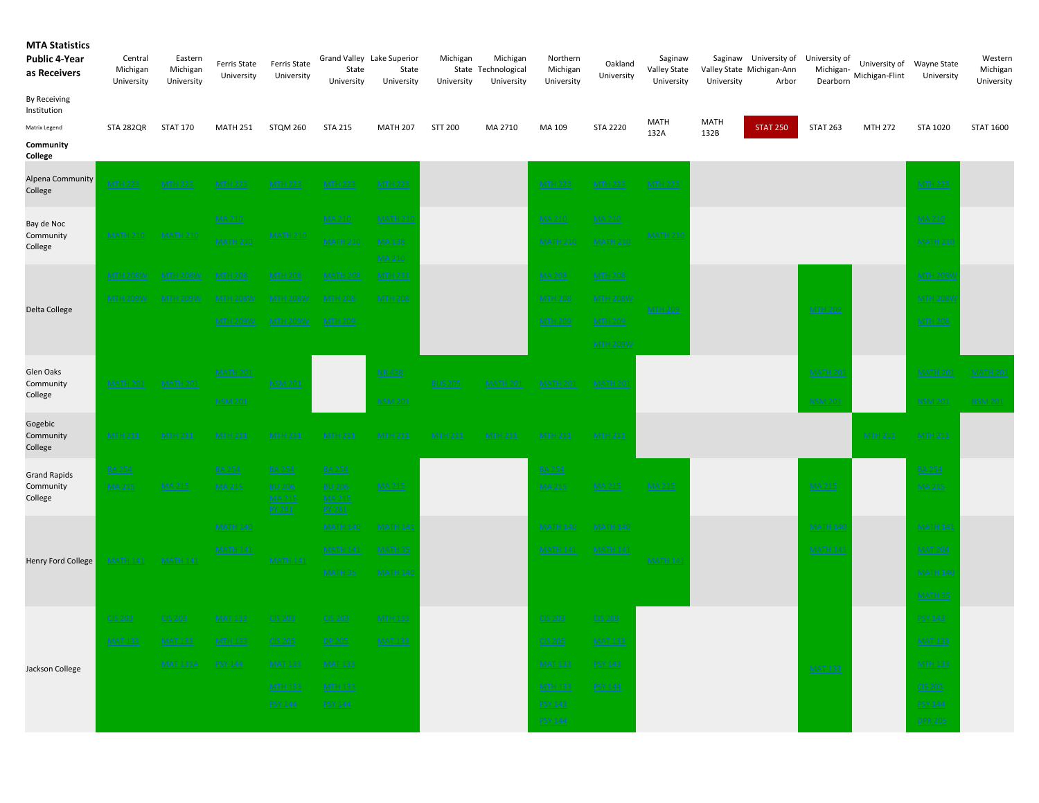| MTA Statistics Public 4-Year as Receivers | Central Michigan University | Eastern Michigan University | Ferris State University | Ferris State University | Grand Valley State University | Lake Superior State University | Michigan State University | Michigan Technological University | Northern Michigan University | Oakland University | Saginaw Valley State University | Saginaw Valley State University | University of Michigan-Ann Arbor | University of Michigan-Dearborn | University of Michigan-Flint | Wayne State University | Western Michigan University |
|---|---|---|---|---|---|---|---|---|---|---|---|---|---|---|---|---|---|
| By Receiving Institution | | | | | | | | | | | | | | | | | |
| Matrix Legend | STA 282QR | STAT 170 | MATH 251 | STQM 260 | STA 215 | MATH 207 | STT 200 | MA 2710 | MA 109 | STA 2220 | MATH 132A | MATH 132B | STAT 250 | STAT 263 | MTH 272 | STA 1020 | STAT 1600 |
| Community College | | | | | | | | | | | | | | | | | |
| Alpena Community College | MTH 223 | MTH 223 | MTH 223 | MTH 223 | MTH 223 | MTH 223 | | | MTH 223 | MTH 223 | MTH 223 | | | | | MTH 223 | |
| Bay de Noc Community College | MATH 210 | MATH 210 | MA 210<br>MATH 210 | MATH 210 | MA 210<br>MATH 210 | MATH 210<br>MA 138<br>MA 210 | | | MA 210<br>MATH 210 | MA 210<br>MATH 210 | MATH 210 | | | | | MA 210<br>MATH 210 | |
| Delta College | MTH 208W<br>MTH 209W | MTH 208W<br>MTH 209W | MTH 208<br>MTH 208W<br>MTH 209W | MTH 208<br>MTH 209W<br>MTH 209W | MTH 208<br>MTH 218<br>MTH 209 | MTH 231<br>MTH 208 | | | MA 208<br>MTH 208<br>MTH 209 | MTH 208<br>MTH 208W<br>MTH 209<br>MTH 209W | MTH 202 | | | MTH 202 | | MTH 208W<br>MTH 209W<br>MTH 208 | |
| Glen Oaks Community College | MATH 201 | MATH 201 | MATH 201<br>NSM 201 | NSM 201 | | KB 438<br>NSM 201 | BUS 205 | MATH 201 | MATH 201 | MATH 201 | | | | MATH 201<br>NSM 201 | | MATH 201<br>NSM 201 | MATH 201<br>NSM 201 |
| Gogebic Community College | MTH 211 | MTH 211 | MTH 211 | MTH 211 | MTH 211 | MTH 211 | MTH 211 | MTH 211 | MTH 211 | MTH 211 | | | | | MTH 212 | MTH 211 | |
| Grand Rapids Community College | BA 254<br>MA 215 | MA 215 | BA 254<br>MA 215 | BA 254<br>BU 206<br>MA 215<br>PY 281 | BA 254<br>BU 206<br>MA 215<br>PY 281 | MA 215 | | | BA 254<br>MA 215 | MA 215 | MA 215 | | | MA 215 | | BA 254<br>MA 215 | |
| Henry Ford College | MATH 141 | MATH 141 | MATH 140<br>MATH 141 | MATH 141 | MATH 140<br>MATH 141<br>MATH 35 | MATH 141<br>MATH 35<br>MATH 140 | | | MATH 140<br>MATH 141 | MATH 140<br>MATH 141 | MATH 141 | | | MATH 140<br>MATH 141 | | MATH 141<br>MAT 204<br>MATH 140<br>MATH 35 | |
| Jackson College | CIS 203<br>MAT 133 | CIS 203<br>MAT 133<br>MAT 133A | MAT 133<br>MTH 133<br>PSY 144 | CIS 203<br>CIS 205<br>MAT 133<br>MTH 133<br>PSY 144 | CIS 203<br>DP 205<br>MAT 133<br>MTH 133<br>PSY 144 | MTH 133<br>MAT 133 | | | CIS 203<br>CIS 205<br>MAT 133<br>MTH 133<br>PSY 143<br>PSY 144 | CIS 203<br>MAT 133<br>PSY 143<br>PSY 144 | | | | MAT 133 | | PSY 143<br>MAT 133<br>MTH 133<br>CIS 203<br>PSY 144<br>DPR 205 | |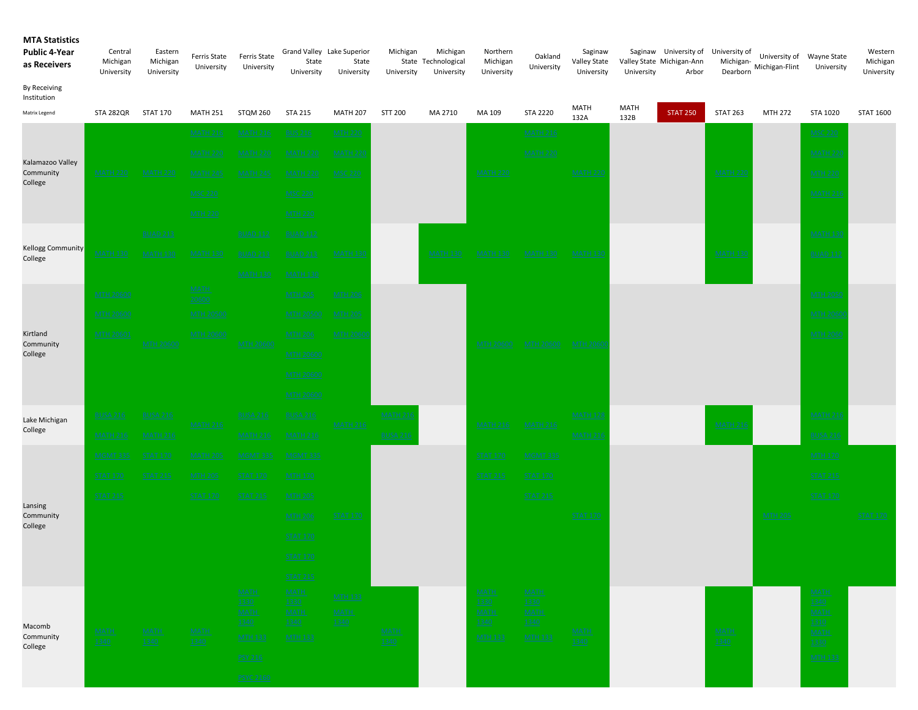**MTA Statistics Public 4-Year as Receivers**

By Receiving Institution

| Matrix Legend | Central Michigan University | Eastern Michigan University | Ferris State University | Ferris State University | Grand Valley State University | Lake Superior State University | Michigan State University | Michigan Technological University | Northern Michigan University | Oakland University | Saginaw Valley State University | Saginaw Valley State University | University of Michigan-Ann Arbor | University of Michigan-Dearborn | University of Michigan-Flint | Wayne State University | Western Michigan University |
|---|---|---|---|---|---|---|---|---|---|---|---|---|---|---|---|---|---|
| | STA 282QR | STAT 170 | MATH 251 | STQM 260 | STA 215 | MATH 207 | STT 200 | MA 2710 | MA 109 | STA 2220 | MATH 132A | MATH 132B | STAT 250 | STAT 263 | MTH 272 | STA 1020 | STAT 1600 |
| Kalamazoo Valley Community College | MATH 220 | MATH 220 | MATH 215<br>MATH 220<br>MATH 245<br>MSC 220<br>MTH 220 | MATH 215<br>MATH 220<br>MATH 245 | BUS 216<br>MATH 220<br>MATH 220<br>MSC 220<br>MTH 220 | MSC 220<br>MATH 220<br>MSC 220 | | | MATH 220 | MATH 216<br>MATH 220 | MATH 220 | | | MATH 220 | | MSC 220<br>MATH 220<br>MTH 220<br>MATH 215 | |
| Kellogg Community College | MATH 130 | BUAD 213<br>MATH 130 | MATH 130 | BUAD 112<br>BUAD 213<br>MATH 130 | BUAD 112<br>BUAD 213<br>MATH 130 | MATH 130 | | MATH 130 | MATH 130 | MATH 130 | MATH 130 | | | MATH 130 | | MATH 130<br>BUAD 112 | |
| Kirtland Community College | MTH 20600<br>MTH 20600<br>MTH 20601 | MTH 20600 | MATH 20600<br>MTH 20600<br>MTH 20600 | MTH 20600 | MTH 105<br>MTH 20500<br>MTH 206<br>MTH 20600<br>MTH 20500<br>MTH 20600 | MTH 205<br>MTH 205<br>MTH 20600 | | | MTH 20600 | MTH 20600 | MTH 20600 | | | | | MTH 2050<br>MTH 20500<br>MTH 2060 | |
| Lake Michigan College | BUSA 216<br>MATH 216 | BUSA 216<br>MATH 216 | MATH 216 | BUSA 216<br>MATH 216 | BUSA 216<br>MATH 216 | MATH 216 | MATH 216<br>BUSA 216 | | MATH 216 | MATH 216 | MATH 128<br>MATH 216 | | | MATH 216 | | MATH 216<br>BUSA 216 | |
| Lansing Community College | MGMT 335<br>STAT 170<br>STAT 215 | STAT 170<br>STAT 215 | MATH 205<br>MTH 205<br>STAT 170 | MGMT 335<br>STAT 170<br>STAT 215 | MGMT 335<br>MTH 170<br>MTH 205<br>MTH 206<br>STAT 170<br>STAT 170<br>STAT 215 | STAT 170 | | | STAT 170<br>STAT 215 | MGMT 335<br>STAT 170<br>STAT 215 | STAT 170 | | | | MTH 202 | MTH 170<br>STAT 215<br>STAT 170 | STAT 170 |
| Macomb Community College | MATH 1340 | MATH 1340 | MATH 1340 | MATH 1340<br>MATH 1340<br>MTH 133<br>PSY 216<br>PSYC 2160 | MATH 1340<br>MATH 1340<br>MTH 133 | MTH 133<br>MATH 1340 | MATH 1340 | | MATH 1340<br>MATH 1340<br>MTH 133 | MATH 1340<br>MATH 1340<br>MTH 133 | MATH 1340 | | | MATH 1340 | | MATH 1340<br>MATH 1310<br>MATH 1330<br>MTH 133 | |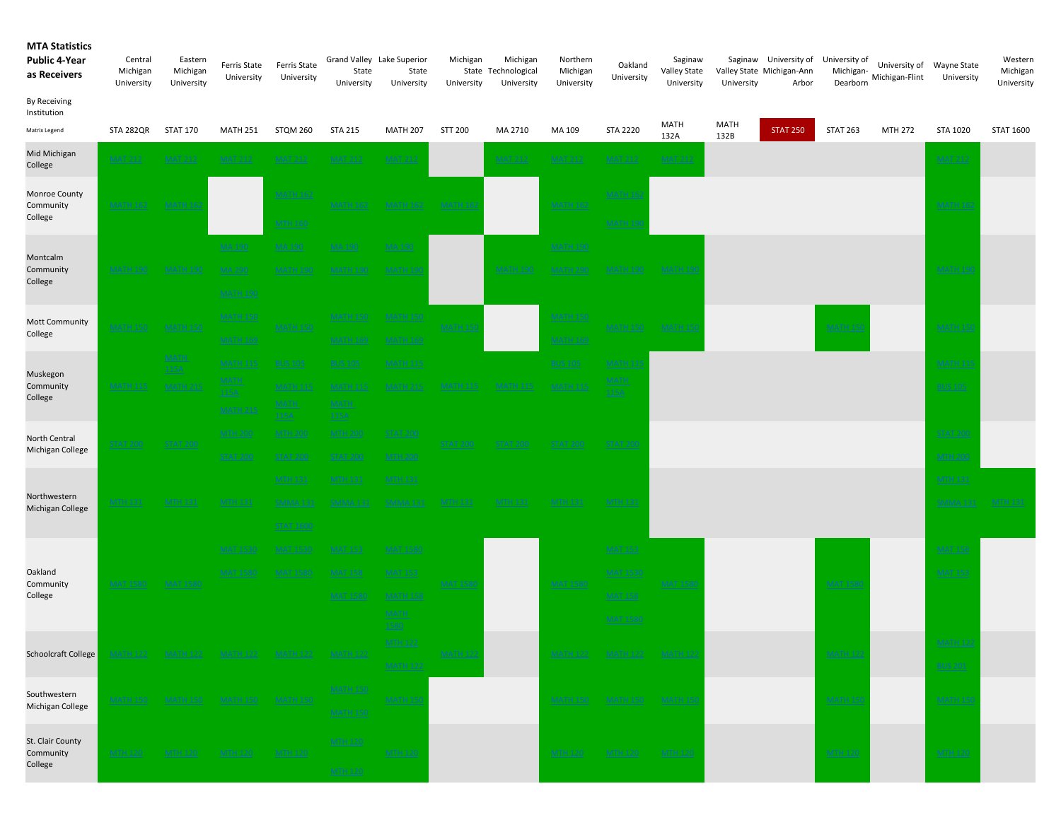**MTA Statistics Public 4-Year as Receivers**

By Receiving Institution

Matrix Legend

| By Receiving Institution | Central Michigan University | Eastern Michigan University | Ferris State University | Ferris State University | Grand Valley State University | Lake Superior State University | Michigan State University | Michigan Technological University | Northern Michigan University | Oakland University | Saginaw Valley State University | Saginaw Valley State University | University of Michigan-Ann Arbor | University of Michigan-Dearborn | University of Michigan-Flint | Wayne State University | Western Michigan University |
|---|---|---|---|---|---|---|---|---|---|---|---|---|---|---|---|---|---|
| Matrix Legend | STA 282QR | STAT 170 | MATH 251 | STQM 260 | STA 215 | MATH 207 | STT 200 | MA 2710 | MA 109 | STA 2220 | MATH 132A | MATH 132B | STAT 250 | STAT 263 | MTH 272 | STA 1020 | STAT 1600 |
| Mid Michigan College | MAT 212 | MAT 212 | MAT 212 | MAT 212 | MAT 212 | MAT 212 | | MAT 212 | MAT 212 | MAT 212 | MAT 212 | | | | | MAT 212 | |
| Monroe County Community College | MATH 162 | MATH 162 | | MATH 162 MTH 160 | MATH 162 | MATH 162 | MATH 162 | | MATH 162 | MATH 162 MATH 160 | | | | | | MATH 162 | |
| Montcalm Community College | MATH 190 | MATH 290 | MA 190 MA 290 MATH 190 | MA 290 MATH 190 | MA 190 MATH 190 | MA 190 MATH 190 | | MATH 190 | MATH 190 MATH 290 | MATH 190 | MATH 190 | | | | | MATH 190 | |
| Mott Community College | MATH 150 | MATH 150 | MATH 150 MATH 163 | MATH 150 | MATH 150 MATH 163 | MATH 150 MATH 163 | MATH 150 | | MATH 150 MATH 163 | MATH 150 | MATH 150 | | | MATH 150 | | MATH 150 | |
| Muskegon Community College | MATH 115 | MATH 115B MATH 215 | MATH 115 MATH 115A MATH 215 | BUS 105 MATH 215 MATH 115B | BUS 105 MATH 215 MATH 115A | MATH 115 MATH 215 | MATH 115 | MATH 115 | BUS 105 MATH 215 | MATH 115 MATH 115A | | | | | | MATH 115 BUS 105 | |
| North Central Michigan College | STAT 200 | STAT 200 | MTH 200 STAT 200 | MTH 200 STAT 200 | MTH 200 STAT 200 | STAT 200 MTH 200 | STAT 200 | STAT 200 | STAT 200 | STAT 200 | | | | | | STAT 200 MTH 200 | |
| Northwestern Michigan College | MTH 131 | MTH 131 | MTH 131 | MTH 131 SMMA 131 STAT 1620 | MTH 131 SMMA 131 | MTH 131 SMMA 131 | MTH 131 | MTH 131 | MTH 131 | MTH 131 | | | | | | MTH 131 SMMA 131 | MTH 131 |
| Oakland Community College | MAT 1580 | MAT 1580 | MAT 1530 MAT 1580 | MAT 1530 MAT 1580 | MAT 153 MAT 158 MAT 1580 | MAT 1580 MAT 153 MATH 158 MATH 1580 | MAT 1580 | | MAT 1580 | MAT 153 MAT 1530 MAT 158 MAT 1580 | MAT 1580 | | | MAT 1580 | | MAT 158 MAT 153 | |
| Schoolcraft College | MATH 122 | MATH 122 | MATH 122 | MATH 122 | MATH 122 | MTH 122 MATH 122 | MATH 122 | | MATH 122 | MATH 122 | MATH 122 | | | MATH 122 | | MATH 122 BUS 201 | |
| Southwestern Michigan College | MATH 150 | MATH 150 | MATH 150 | MATH 150 | MATH 150 MATH 150 | MATH 150 | | | MATH 150 | MATH 150 | MATH 150 | | | MATH 150 | | MATH 150 | |
| St. Clair County Community College | MTH 120 | MTH 120 | MTH 120 | MTH 120 | MTH 120 MTH 120 | MTH 120 | | | MTH 120 | MTH 120 | MTH 120 | | | MTH 120 | | MTH 121 | |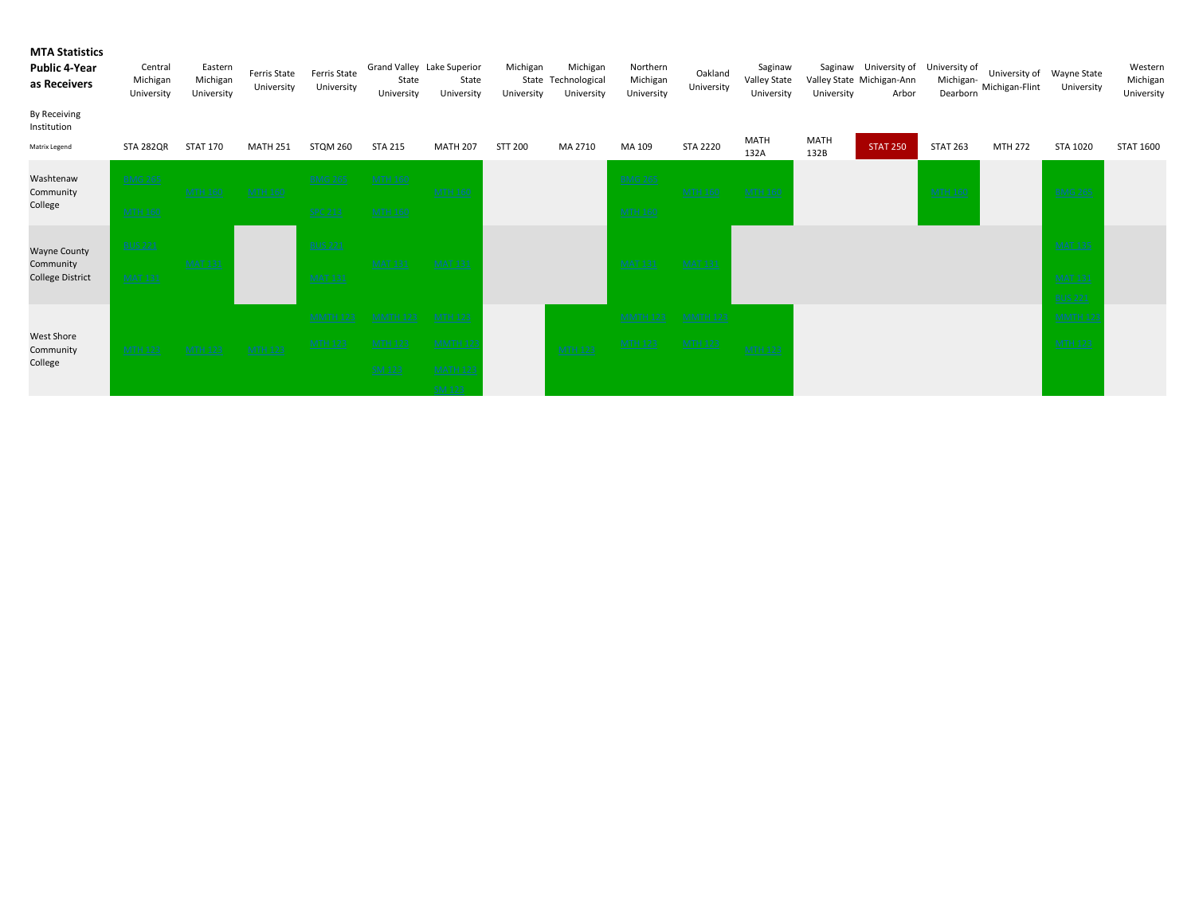**MTA Statistics Public 4-Year as Receivers**

By Receiving Institution

| Matrix Legend | Central Michigan University | Eastern Michigan University | Ferris State University | Ferris State University | Grand Valley State University | Lake Superior State University | Michigan State University | Michigan Technological University | Northern Michigan University | Oakland University | Saginaw Valley State University | Saginaw Valley State University | University of Michigan-Ann Arbor | University of Michigan-Dearborn | University of Michigan-Flint | Wayne State University | Western Michigan University |
|---|---|---|---|---|---|---|---|---|---|---|---|---|---|---|---|---|---|
| | STA 282QR | STAT 170 | MATH 251 | STQM 260 | STA 215 | MATH 207 | STT 200 | MA 2710 | MA 109 | STA 2220 | MATH 132A | MATH 132B | STAT 250 | STAT 263 | MTH 272 | STA 1020 | STAT 1600 |
| Washtenaw Community College | BMG 265<br>MTH 160 | MTH 160 | MTH 160 | BMG 265<br>SPC 213 | MTH 160<br>MTH 160 | MTH 160 | | | BMG 265<br>MTH 160 | MTH 160 | MTH 160 | | | MTH 160 | | BMG 265 | |
| Wayne County Community College District | BUS 221<br>MAT 131 | MAT 131 | | BUS 221<br>MAT 131 | MAT 131 | MAT 131 | | | MAT 131 | MAT 131 | | | | | | MAT 135<br>MAT 131<br>BUS 221 | |
| West Shore Community College | MTH 123 | MTH 123 | MTH 123 | MMTH 123<br>MTH 123 | MMTH 123<br>MTH 123<br>SM 123 | MTH 123<br>MMTH 123<br>MATH 123<br>SM 123 | | MTH 123 | MMTH 123<br>MTH 123 | MMTH 123<br>MTH 123 | MTH 123 | | | | | MMTH 123<br>MTH 123 | |